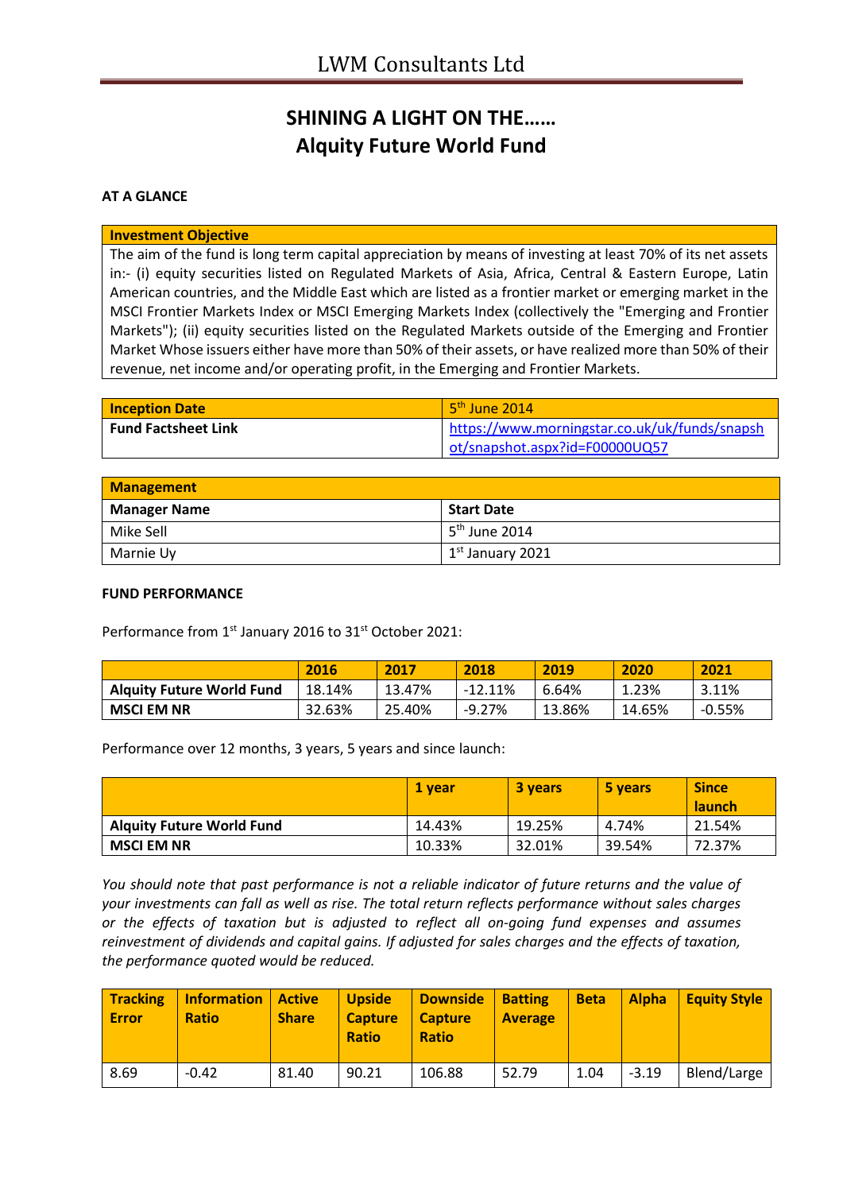# SHINING A LIGHT ON THE……
# Alquity Future World Fund

**AT A GLANCE**

| Investment Objective |
|---|
| The aim of the fund is long term capital appreciation by means of investing at least 70% of its net assets in:- (i) equity securities listed on Regulated Markets of Asia, Africa, Central & Eastern Europe, Latin American countries, and the Middle East which are listed as a frontier market or emerging market in the MSCI Frontier Markets Index or MSCI Emerging Markets Index (collectively the "Emerging and Frontier Markets"); (ii) equity securities listed on the Regulated Markets outside of the Emerging and Frontier Market Whose issuers either have more than 50% of their assets, or have realized more than 50% of their revenue, net income and/or operating profit, in the Emerging and Frontier Markets. |

| Inception Date | 5th June 2014 |
|---|---|
| **Fund Factsheet Link** | https://www.morningstar.co.uk/uk/funds/snapshot/snapshot.aspx?id=F00000UQ57 |

| Management | |
|---|---|
| **Manager Name** | **Start Date** |
| Mike Sell | 5th June 2014 |
| Marnie Uy | 1st January 2021 |

**FUND PERFORMANCE**

Performance from 1st January 2016 to 31st October 2021:

| | 2016 | 2017 | 2018 | 2019 | 2020 | 2021 |
|---|---|---|---|---|---|---|
| **Alquity Future World Fund** | 18.14% | 13.47% | -12.11% | 6.64% | 1.23% | 3.11% |
| **MSCI EM NR** | 32.63% | 25.40% | -9.27% | 13.86% | 14.65% | -0.55% |

Performance over 12 months, 3 years, 5 years and since launch:

| | 1 year | 3 years | 5 years | Since launch |
|---|---|---|---|---|
| **Alquity Future World Fund** | 14.43% | 19.25% | 4.74% | 21.54% |
| **MSCI EM NR** | 10.33% | 32.01% | 39.54% | 72.37% |

*You should note that past performance is not a reliable indicator of future returns and the value of your investments can fall as well as rise. The total return reflects performance without sales charges or the effects of taxation but is adjusted to reflect all on-going fund expenses and assumes reinvestment of dividends and capital gains. If adjusted for sales charges and the effects of taxation, the performance quoted would be reduced.*

| Tracking Error | Information Ratio | Active Share | Upside Capture Ratio | Downside Capture Ratio | Batting Average | Beta | Alpha | Equity Style |
|---|---|---|---|---|---|---|---|---|
| 8.69 | -0.42 | 81.40 | 90.21 | 106.88 | 52.79 | 1.04 | -3.19 | Blend/Large |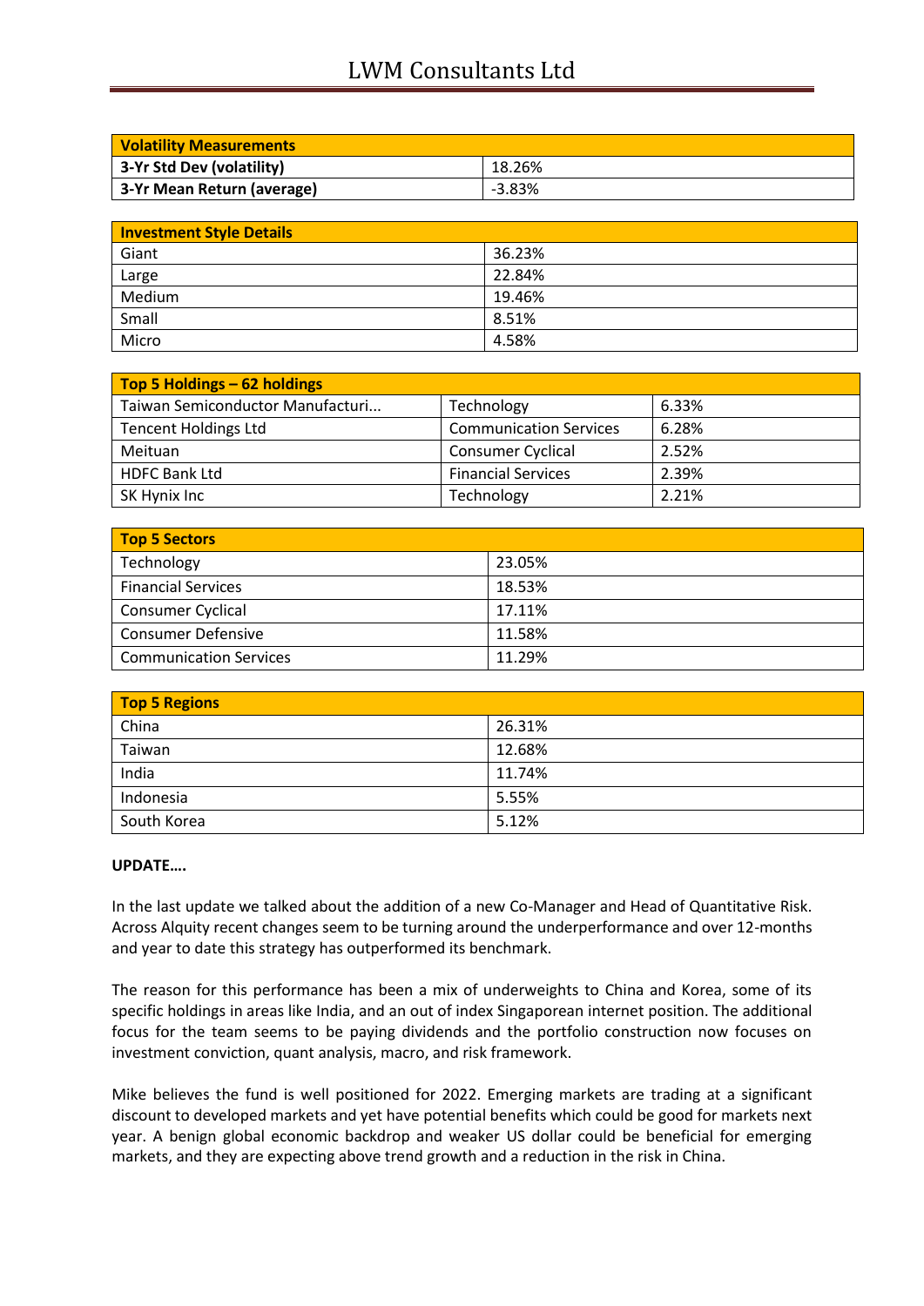| Volatility Measurements | |
|---|---|
| 3-Yr Std Dev (volatility) | 18.26% |
| 3-Yr Mean Return (average) | -3.83% |

| Investment Style Details | |
|---|---|
| Giant | 36.23% |
| Large | 22.84% |
| Medium | 19.46% |
| Small | 8.51% |
| Micro | 4.58% |

| Top 5 Holdings – 62 holdings | | |
|---|---|---|
| Taiwan Semiconductor Manufacturi... | Technology | 6.33% |
| Tencent Holdings Ltd | Communication Services | 6.28% |
| Meituan | Consumer Cyclical | 2.52% |
| HDFC Bank Ltd | Financial Services | 2.39% |
| SK Hynix Inc | Technology | 2.21% |

| Top 5 Sectors | |
|---|---|
| Technology | 23.05% |
| Financial Services | 18.53% |
| Consumer Cyclical | 17.11% |
| Consumer Defensive | 11.58% |
| Communication Services | 11.29% |

| Top 5 Regions | |
|---|---|
| China | 26.31% |
| Taiwan | 12.68% |
| India | 11.74% |
| Indonesia | 5.55% |
| South Korea | 5.12% |

**UPDATE….**

In the last update we talked about the addition of a new Co-Manager and Head of Quantitative Risk. Across Alquity recent changes seem to be turning around the underperformance and over 12-months and year to date this strategy has outperformed its benchmark.

The reason for this performance has been a mix of underweights to China and Korea, some of its specific holdings in areas like India, and an out of index Singaporean internet position. The additional focus for the team seems to be paying dividends and the portfolio construction now focuses on investment conviction, quant analysis, macro, and risk framework.

Mike believes the fund is well positioned for 2022. Emerging markets are trading at a significant discount to developed markets and yet have potential benefits which could be good for markets next year. A benign global economic backdrop and weaker US dollar could be beneficial for emerging markets, and they are expecting above trend growth and a reduction in the risk in China.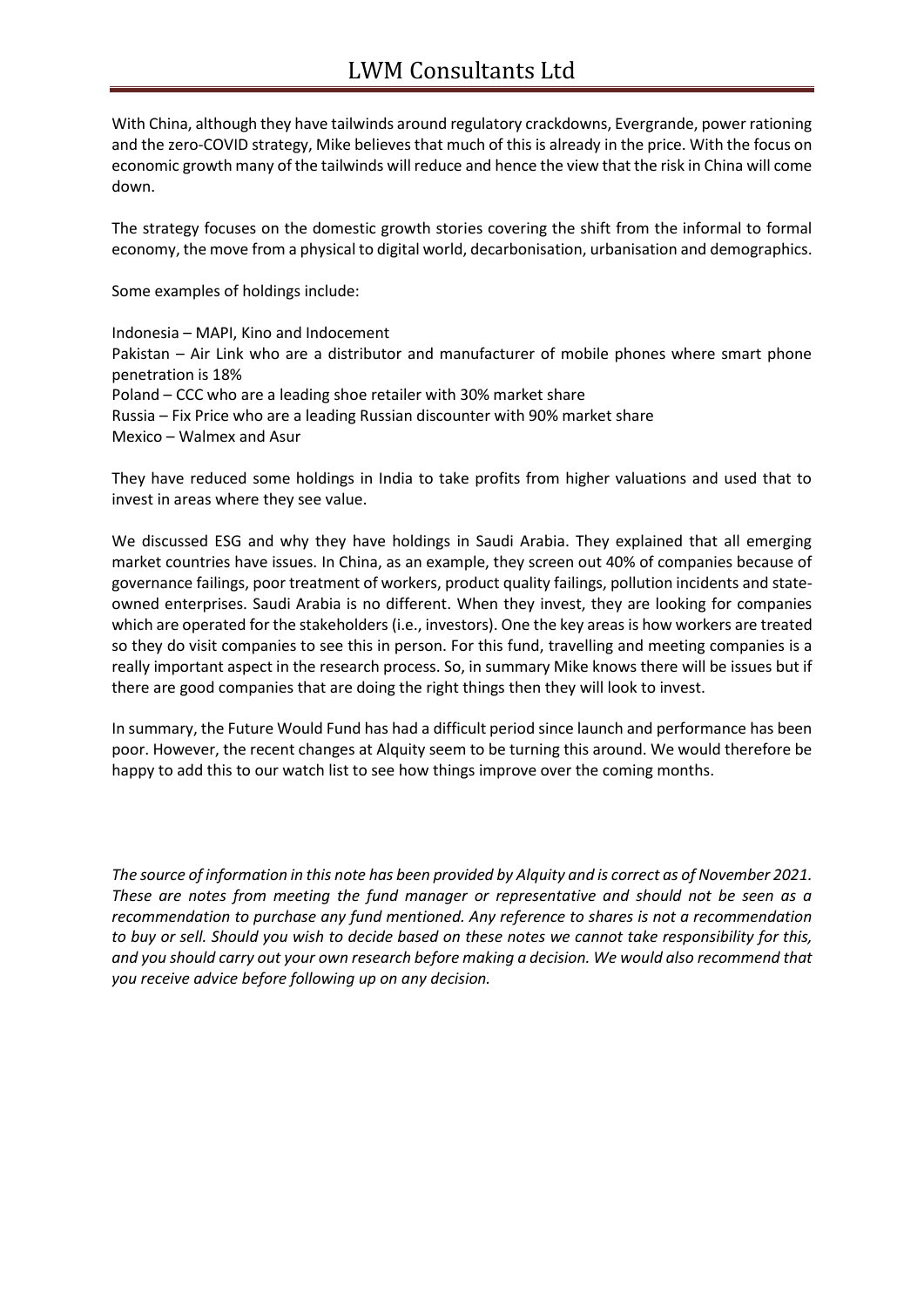With China, although they have tailwinds around regulatory crackdowns, Evergrande, power rationing and the zero-COVID strategy, Mike believes that much of this is already in the price. With the focus on economic growth many of the tailwinds will reduce and hence the view that the risk in China will come down.

The strategy focuses on the domestic growth stories covering the shift from the informal to formal economy, the move from a physical to digital world, decarbonisation, urbanisation and demographics.

Some examples of holdings include:

Indonesia – MAPI, Kino and Indocement
Pakistan – Air Link who are a distributor and manufacturer of mobile phones where smart phone penetration is 18%
Poland – CCC who are a leading shoe retailer with 30% market share
Russia – Fix Price who are a leading Russian discounter with 90% market share
Mexico – Walmex and Asur

They have reduced some holdings in India to take profits from higher valuations and used that to invest in areas where they see value.

We discussed ESG and why they have holdings in Saudi Arabia. They explained that all emerging market countries have issues. In China, as an example, they screen out 40% of companies because of governance failings, poor treatment of workers, product quality failings, pollution incidents and state-owned enterprises. Saudi Arabia is no different. When they invest, they are looking for companies which are operated for the stakeholders (i.e., investors). One the key areas is how workers are treated so they do visit companies to see this in person. For this fund, travelling and meeting companies is a really important aspect in the research process. So, in summary Mike knows there will be issues but if there are good companies that are doing the right things then they will look to invest.

In summary, the Future Would Fund has had a difficult period since launch and performance has been poor. However, the recent changes at Alquity seem to be turning this around. We would therefore be happy to add this to our watch list to see how things improve over the coming months.

*The source of information in this note has been provided by Alquity and is correct as of November 2021. These are notes from meeting the fund manager or representative and should not be seen as a recommendation to purchase any fund mentioned. Any reference to shares is not a recommendation to buy or sell. Should you wish to decide based on these notes we cannot take responsibility for this, and you should carry out your own research before making a decision. We would also recommend that you receive advice before following up on any decision.*